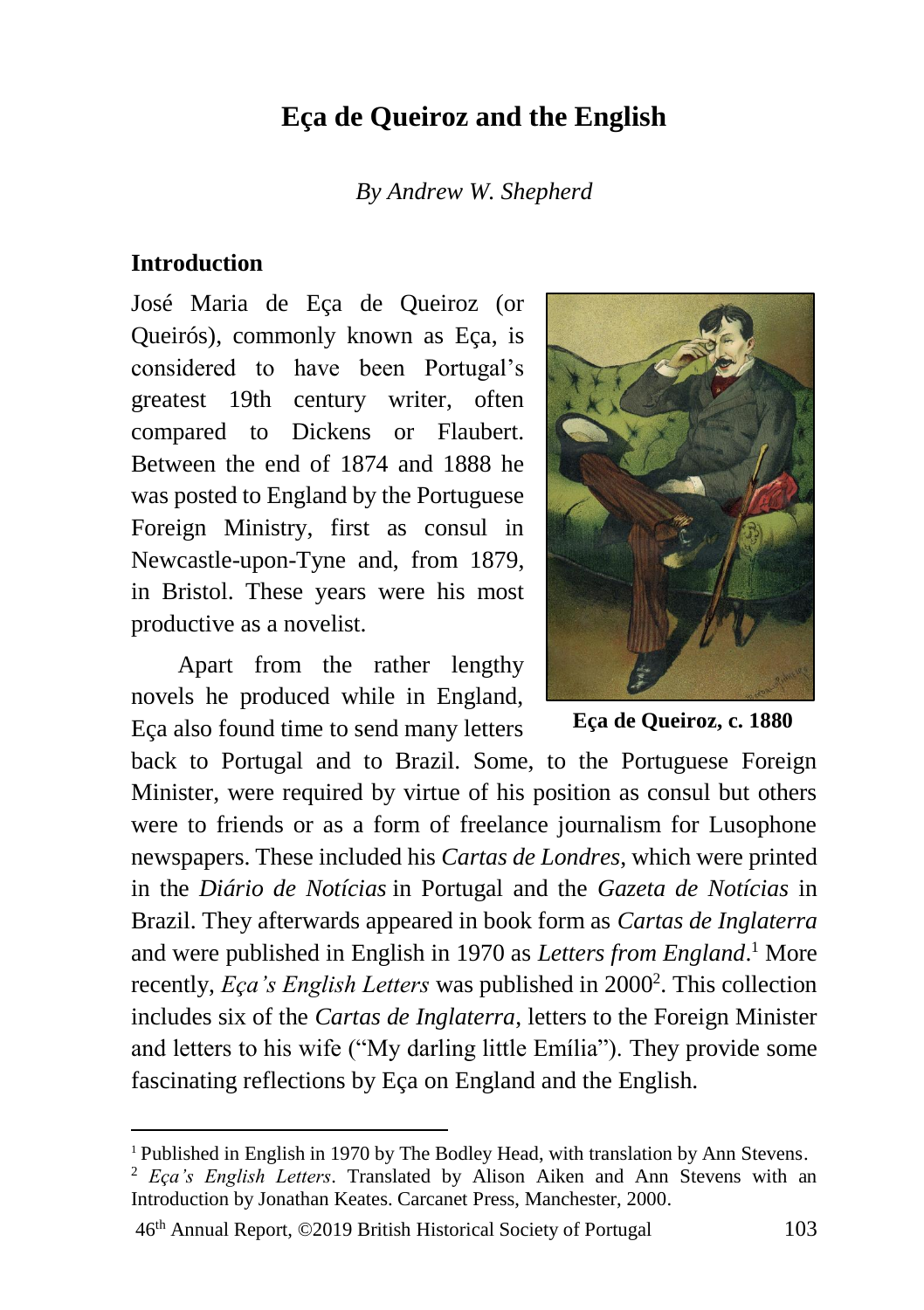# Eça de Queiroz and the English

*By Andrew W. Shepherd*

## Introduction

José Maria de Eça de Queiroz (or Queirós), commonly known as Eça, is considered to have been Portugal's greatest 19th century writer, often compared to Dickens or Flaubert. Between the end of 1874 and 1888 he was posted to England by the Portuguese Foreign Ministry, first as consul in Newcastle-upon-Tyne and, from 1879, in Bristol. These years were his most productive as a novelist.

**Eça de Queiroz, c. 1880**

Apart from the rather lengthy novels he produced while in England, Eça also found time to send many letters back to Portugal and to Brazil. Some, to the Portuguese Foreign Minister, were required by virtue of his position as consul but others were to friends or as a form of freelance journalism for Lusophone newspapers. These included his *Cartas de Londres*, which were printed in the *Diário de Notícias* in Portugal and the *Gazeta de Notícias* in Brazil. They afterwards appeared in book form as *Cartas de Inglaterra* and were published in English in 1970 as *Letters from England*.[1] More recently, *Eça's English Letters* was published in 2000[2]. This collection includes six of the *Cartas de Inglaterra*, letters to the Foreign Minister and letters to his wife ("My darling little Emília"). They provide some fascinating reflections by Eça on England and the English.

---

[1] Published in English in 1970 by The Bodley Head, with translation by Ann Stevens.

[2] *Eça's English Letters*. Translated by Alison Aiken and Ann Stevens with an Introduction by Jonathan Keates. Carcanet Press, Manchester, 2000.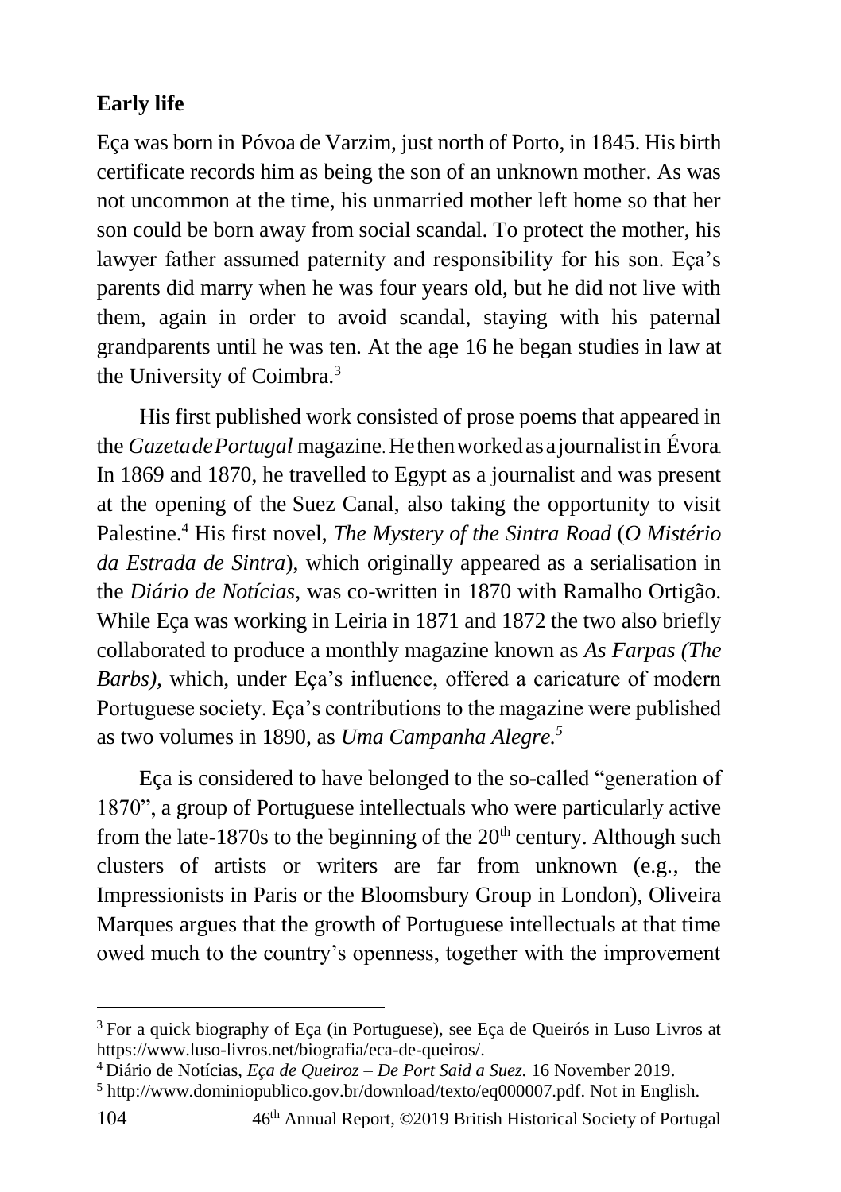## Early life

Eça was born in Póvoa de Varzim, just north of Porto, in 1845. His birth certificate records him as being the son of an unknown mother. As was not uncommon at the time, his unmarried mother left home so that her son could be born away from social scandal. To protect the mother, his lawyer father assumed paternity and responsibility for his son. Eça's parents did marry when he was four years old, but he did not live with them, again in order to avoid scandal, staying with his paternal grandparents until he was ten. At the age 16 he began studies in law at the University of Coimbra.[3]

His first published work consisted of prose poems that appeared in the *Gazeta de Portugal* magazine. He then worked as a journalist in Évora. In 1869 and 1870, he travelled to Egypt as a journalist and was present at the opening of the Suez Canal, also taking the opportunity to visit Palestine.[4] His first novel, *The Mystery of the Sintra Road* (*O Mistério da Estrada de Sintra*), which originally appeared as a serialisation in the *Diário de Notícias*, was co-written in 1870 with Ramalho Ortigão. While Eça was working in Leiria in 1871 and 1872 the two also briefly collaborated to produce a monthly magazine known as *As Farpas (The Barbs)*, which, under Eça's influence, offered a caricature of modern Portuguese society. Eça's contributions to the magazine were published as two volumes in 1890, as *Uma Campanha Alegre.*[5]

Eça is considered to have belonged to the so-called "generation of 1870", a group of Portuguese intellectuals who were particularly active from the late-1870s to the beginning of the 20th century. Although such clusters of artists or writers are far from unknown (e.g., the Impressionists in Paris or the Bloomsbury Group in London), Oliveira Marques argues that the growth of Portuguese intellectuals at that time owed much to the country's openness, together with the improvement

---

[3] For a quick biography of Eça (in Portuguese), see Eça de Queirós in Luso Livros at https://www.luso-livros.net/biografia/eca-de-queiros/.

[4] Diário de Notícias, *Eça de Queiroz – De Port Said a Suez.* 16 November 2019.

[5] http://www.dominiopublico.gov.br/download/texto/eq000007.pdf. Not in English.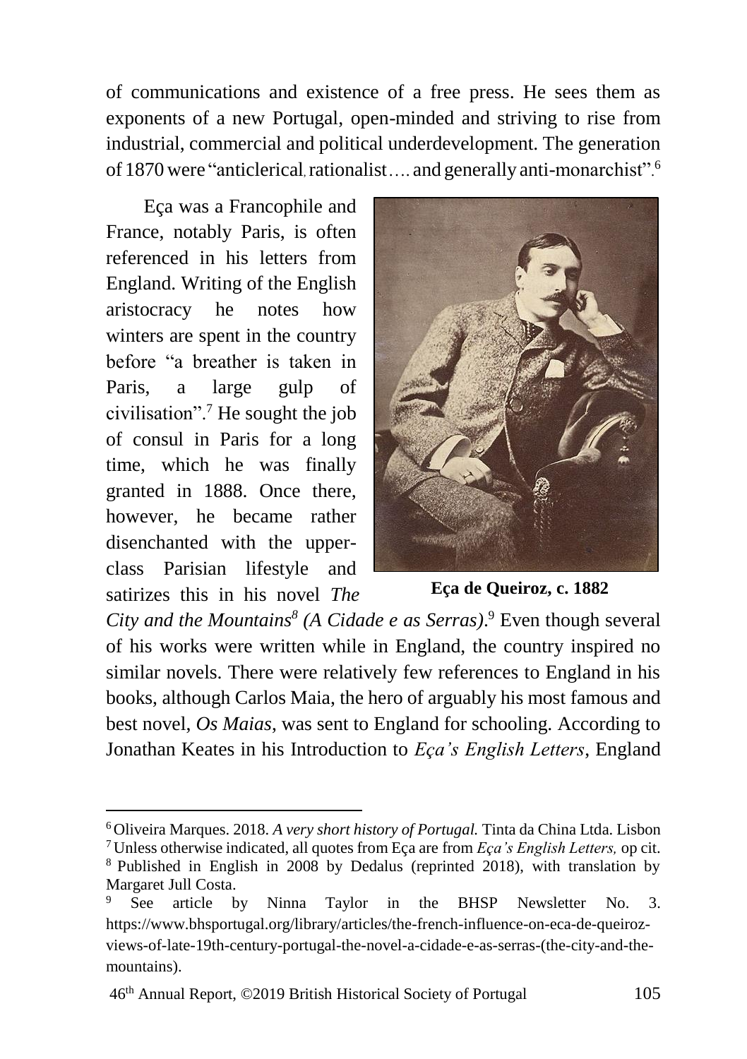of communications and existence of a free press. He sees them as exponents of a new Portugal, open-minded and striving to rise from industrial, commercial and political underdevelopment. The generation of 1870 were "anticlerical, rationalist…. and generally anti-monarchist".[6]

Eça was a Francophile and France, notably Paris, is often referenced in his letters from England. Writing of the English aristocracy he notes how winters are spent in the country before "a breather is taken in Paris, a large gulp of civilisation".[7] He sought the job of consul in Paris for a long time, which he was finally granted in 1888. Once there, however, he became rather disenchanted with the upper-class Parisian lifestyle and satirizes this in his novel *The City and the Mountains*[8] *(A Cidade e as Serras)*.[9] Even though several of his works were written while in England, the country inspired no similar novels. There were relatively few references to England in his books, although Carlos Maia, the hero of arguably his most famous and best novel, *Os Maias*, was sent to England for schooling. According to Jonathan Keates in his Introduction to *Eça's English Letters*, England

**Eça de Queiroz, c. 1882**

---

[6] Oliveira Marques. 2018. *A very short history of Portugal.* Tinta da China Ltda. Lisbon

[7] Unless otherwise indicated, all quotes from Eça are from *Eça's English Letters,* op cit.

[8] Published in English in 2008 by Dedalus (reprinted 2018), with translation by Margaret Jull Costa.

[9] See article by Ninna Taylor in the BHSP Newsletter No. 3. https://www.bhsportugal.org/library/articles/the-french-influence-on-eca-de-queiroz-views-of-late-19th-century-portugal-the-novel-a-cidade-e-as-serras-(the-city-and-the-mountains).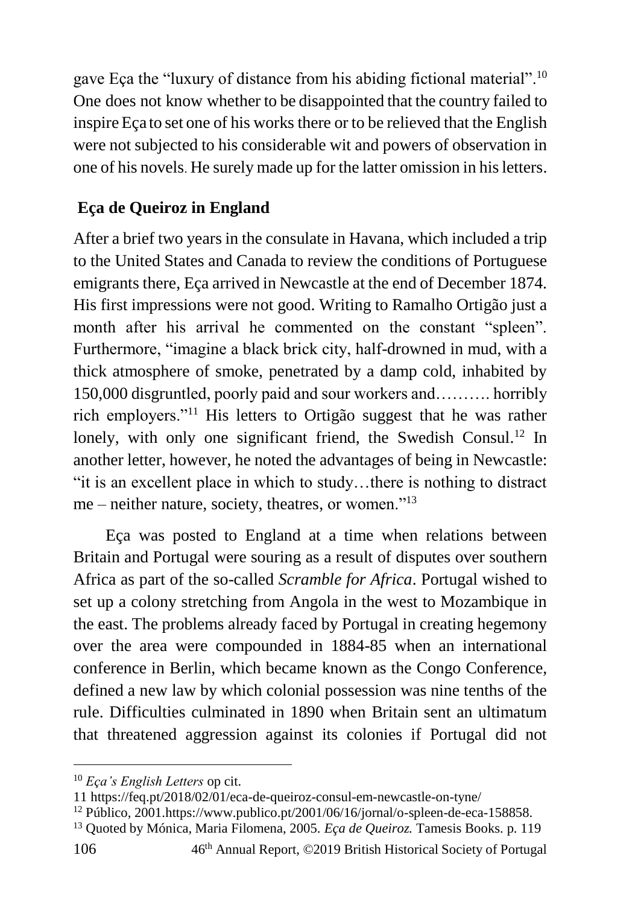gave Eça the "luxury of distance from his abiding fictional material".[10] One does not know whether to be disappointed that the country failed to inspire Eça to set one of his works there or to be relieved that the English were not subjected to his considerable wit and powers of observation in one of his novels. He surely made up for the latter omission in his letters.

## Eça de Queiroz in England

After a brief two years in the consulate in Havana, which included a trip to the United States and Canada to review the conditions of Portuguese emigrants there, Eça arrived in Newcastle at the end of December 1874. His first impressions were not good. Writing to Ramalho Ortigão just a month after his arrival he commented on the constant "spleen". Furthermore, "imagine a black brick city, half-drowned in mud, with a thick atmosphere of smoke, penetrated by a damp cold, inhabited by 150,000 disgruntled, poorly paid and sour workers and………. horribly rich employers."[11] His letters to Ortigão suggest that he was rather lonely, with only one significant friend, the Swedish Consul.[12] In another letter, however, he noted the advantages of being in Newcastle: "it is an excellent place in which to study…there is nothing to distract me – neither nature, society, theatres, or women."[13]

Eça was posted to England at a time when relations between Britain and Portugal were souring as a result of disputes over southern Africa as part of the so-called *Scramble for Africa*. Portugal wished to set up a colony stretching from Angola in the west to Mozambique in the east. The problems already faced by Portugal in creating hegemony over the area were compounded in 1884-85 when an international conference in Berlin, which became known as the Congo Conference, defined a new law by which colonial possession was nine tenths of the rule. Difficulties culminated in 1890 when Britain sent an ultimatum that threatened aggression against its colonies if Portugal did not

---

[10] *Eça's English Letters* op cit.

[11] https://feq.pt/2018/02/01/eca-de-queiroz-consul-em-newcastle-on-tyne/

[12] Público, 2001.https://www.publico.pt/2001/06/16/jornal/o-spleen-de-eca-158858.

[13] Quoted by Mónica, Maria Filomena, 2005. *Eça de Queiroz.* Tamesis Books. p. 119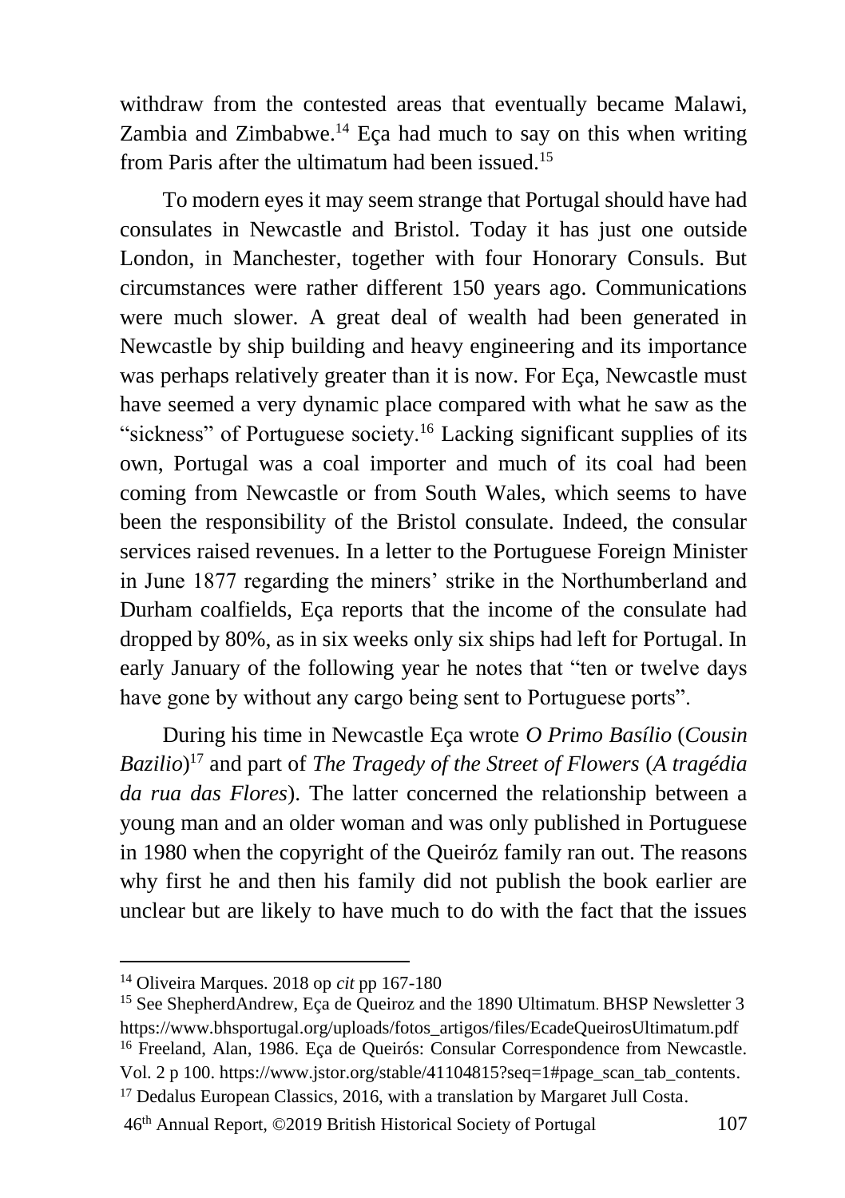withdraw from the contested areas that eventually became Malawi, Zambia and Zimbabwe.[14] Eça had much to say on this when writing from Paris after the ultimatum had been issued.[15]

To modern eyes it may seem strange that Portugal should have had consulates in Newcastle and Bristol. Today it has just one outside London, in Manchester, together with four Honorary Consuls. But circumstances were rather different 150 years ago. Communications were much slower. A great deal of wealth had been generated in Newcastle by ship building and heavy engineering and its importance was perhaps relatively greater than it is now. For Eça, Newcastle must have seemed a very dynamic place compared with what he saw as the "sickness" of Portuguese society.[16] Lacking significant supplies of its own, Portugal was a coal importer and much of its coal had been coming from Newcastle or from South Wales, which seems to have been the responsibility of the Bristol consulate. Indeed, the consular services raised revenues. In a letter to the Portuguese Foreign Minister in June 1877 regarding the miners' strike in the Northumberland and Durham coalfields, Eça reports that the income of the consulate had dropped by 80%, as in six weeks only six ships had left for Portugal. In early January of the following year he notes that "ten or twelve days have gone by without any cargo being sent to Portuguese ports".

During his time in Newcastle Eça wrote *O Primo Basílio* (*Cousin Bazilio*)[17] and part of *The Tragedy of the Street of Flowers* (*A tragédia da rua das Flores*). The latter concerned the relationship between a young man and an older woman and was only published in Portuguese in 1980 when the copyright of the Queiróz family ran out. The reasons why first he and then his family did not publish the book earlier are unclear but are likely to have much to do with the fact that the issues

---

[14] Oliveira Marques. 2018 op *cit* pp 167-180

[15] See ShepherdAndrew, Eça de Queiroz and the 1890 Ultimatum. BHSP Newsletter 3 https://www.bhsportugal.org/uploads/fotos_artigos/files/EcadeQueirosUltimatum.pdf

[16] Freeland, Alan, 1986. Eça de Queirós: Consular Correspondence from Newcastle. Vol. 2 p 100. https://www.jstor.org/stable/41104815?seq=1#page_scan_tab_contents.

[17] Dedalus European Classics, 2016, with a translation by Margaret Jull Costa.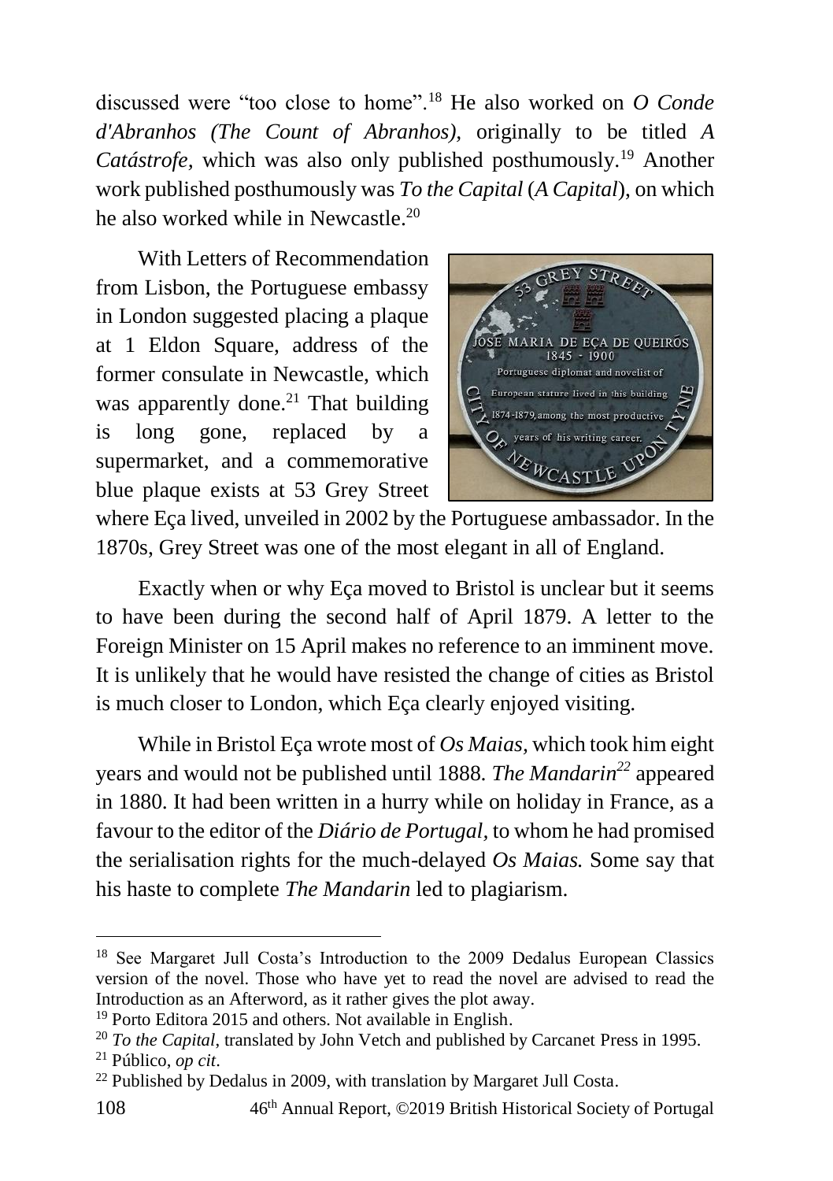discussed were "too close to home".[18] He also worked on *O Conde d'Abranhos (The Count of Abranhos),* originally to be titled *A Catástrofe*, which was also only published posthumously.[19] Another work published posthumously was *To the Capital* (*A Capital*), on which he also worked while in Newcastle.[20]

With Letters of Recommendation from Lisbon, the Portuguese embassy in London suggested placing a plaque at 1 Eldon Square, address of the former consulate in Newcastle, which was apparently done.[21] That building is long gone, replaced by a supermarket, and a commemorative blue plaque exists at 53 Grey Street where Eça lived, unveiled in 2002 by the Portuguese ambassador. In the 1870s, Grey Street was one of the most elegant in all of England.

Exactly when or why Eça moved to Bristol is unclear but it seems to have been during the second half of April 1879. A letter to the Foreign Minister on 15 April makes no reference to an imminent move. It is unlikely that he would have resisted the change of cities as Bristol is much closer to London, which Eça clearly enjoyed visiting.

While in Bristol Eça wrote most of *Os Maias*, which took him eight years and would not be published until 1888. *The Mandarin*[22] appeared in 1880. It had been written in a hurry while on holiday in France, as a favour to the editor of the *Diário de Portugal*, to whom he had promised the serialisation rights for the much-delayed *Os Maias.* Some say that his haste to complete *The Mandarin* led to plagiarism.

---

[18] See Margaret Jull Costa's Introduction to the 2009 Dedalus European Classics version of the novel. Those who have yet to read the novel are advised to read the Introduction as an Afterword, as it rather gives the plot away.

[19] Porto Editora 2015 and others. Not available in English.

[20] *To the Capital*, translated by John Vetch and published by Carcanet Press in 1995.

[21] Público, *op cit*.

[22] Published by Dedalus in 2009, with translation by Margaret Jull Costa.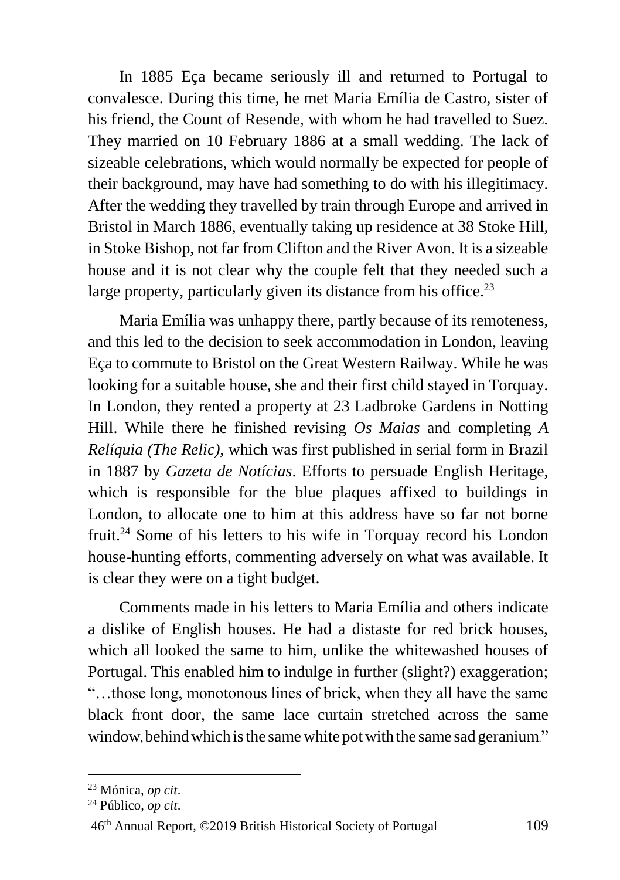In 1885 Eça became seriously ill and returned to Portugal to convalesce. During this time, he met Maria Emília de Castro, sister of his friend, the Count of Resende, with whom he had travelled to Suez. They married on 10 February 1886 at a small wedding. The lack of sizeable celebrations, which would normally be expected for people of their background, may have had something to do with his illegitimacy. After the wedding they travelled by train through Europe and arrived in Bristol in March 1886, eventually taking up residence at 38 Stoke Hill, in Stoke Bishop, not far from Clifton and the River Avon. It is a sizeable house and it is not clear why the couple felt that they needed such a large property, particularly given its distance from his office.[23]

Maria Emília was unhappy there, partly because of its remoteness, and this led to the decision to seek accommodation in London, leaving Eça to commute to Bristol on the Great Western Railway. While he was looking for a suitable house, she and their first child stayed in Torquay. In London, they rented a property at 23 Ladbroke Gardens in Notting Hill. While there he finished revising *Os Maias* and completing *A Relíquia (The Relic),* which was first published in serial form in Brazil in 1887 by *Gazeta de Notícias*. Efforts to persuade English Heritage, which is responsible for the blue plaques affixed to buildings in London, to allocate one to him at this address have so far not borne fruit.[24] Some of his letters to his wife in Torquay record his London house-hunting efforts, commenting adversely on what was available. It is clear they were on a tight budget.

Comments made in his letters to Maria Emília and others indicate a dislike of English houses. He had a distaste for red brick houses, which all looked the same to him, unlike the whitewashed houses of Portugal. This enabled him to indulge in further (slight?) exaggeration; "…those long, monotonous lines of brick, when they all have the same black front door, the same lace curtain stretched across the same window, behind which is the same white pot with the same sad geranium."

---

[23] Mónica, *op cit*.

[24] Público, *op cit*.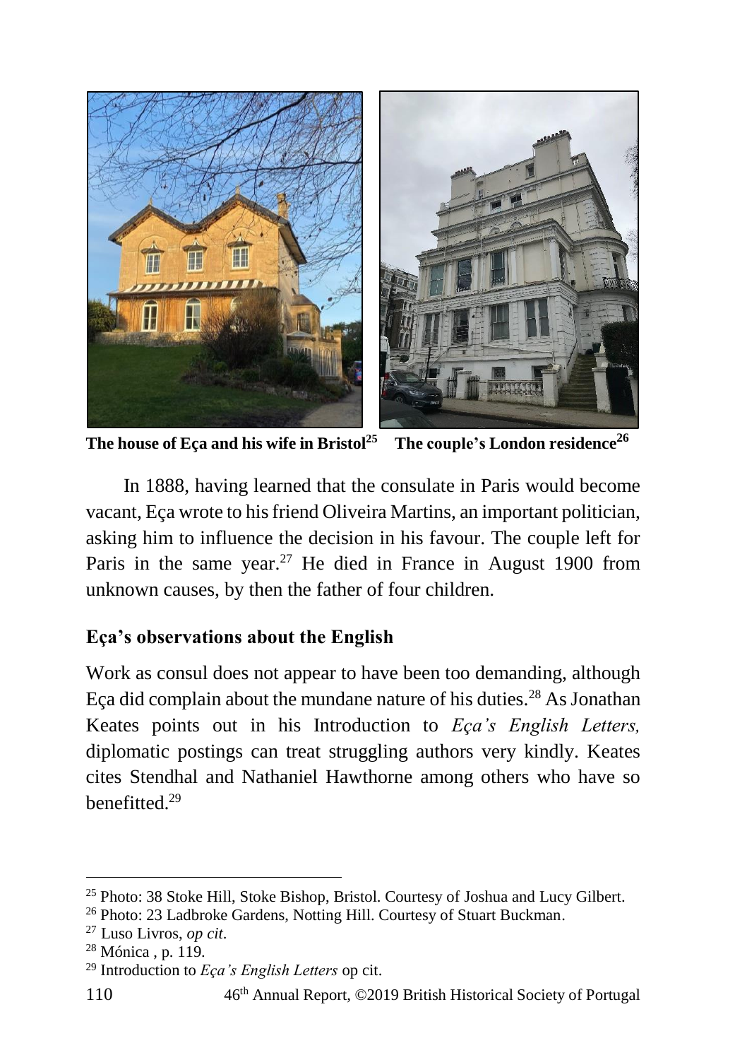**The house of Eça and his wife in Bristol**[25] **The couple's London residence**[26]

In 1888, having learned that the consulate in Paris would become vacant, Eça wrote to his friend Oliveira Martins, an important politician, asking him to influence the decision in his favour. The couple left for Paris in the same year.[27] He died in France in August 1900 from unknown causes, by then the father of four children.

## Eça's observations about the English

Work as consul does not appear to have been too demanding, although Eça did complain about the mundane nature of his duties.[28] As Jonathan Keates points out in his Introduction to *Eça's English Letters,* diplomatic postings can treat struggling authors very kindly. Keates cites Stendhal and Nathaniel Hawthorne among others who have so benefitted.[29]

---

[25] Photo: 38 Stoke Hill, Stoke Bishop, Bristol. Courtesy of Joshua and Lucy Gilbert.

[26] Photo: 23 Ladbroke Gardens, Notting Hill. Courtesy of Stuart Buckman.

[27] Luso Livros, *op cit*.

[28] Mónica , p. 119.

[29] Introduction to *Eça's English Letters* op cit.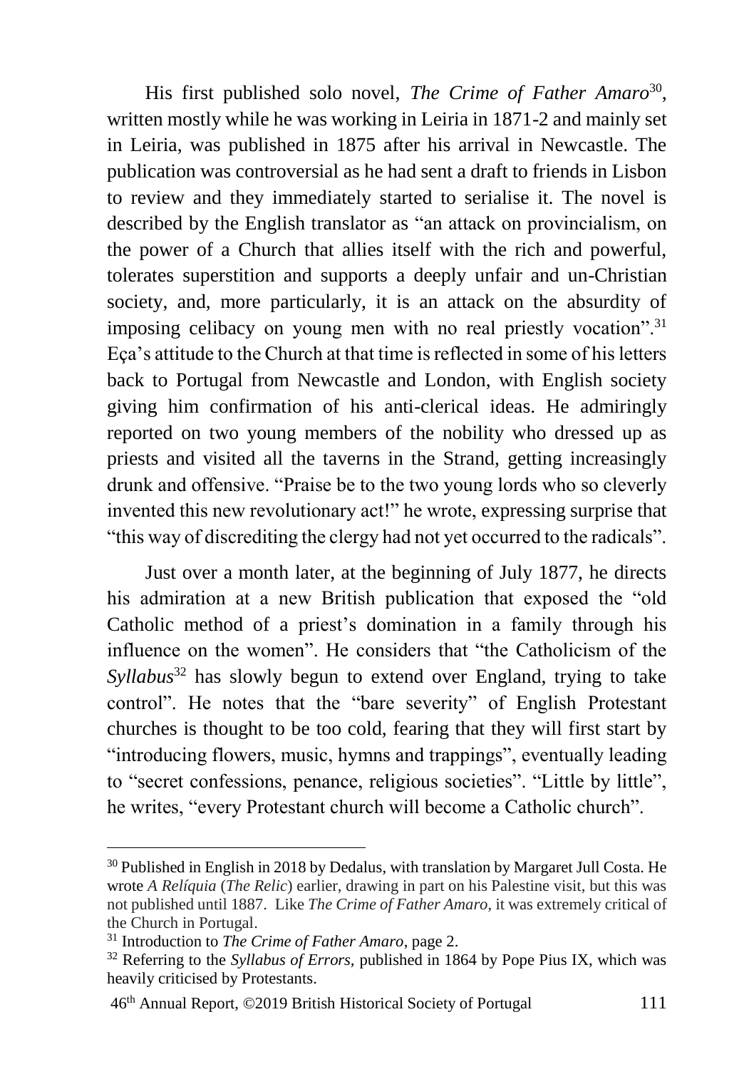His first published solo novel, *The Crime of Father Amaro*[30], written mostly while he was working in Leiria in 1871-2 and mainly set in Leiria, was published in 1875 after his arrival in Newcastle. The publication was controversial as he had sent a draft to friends in Lisbon to review and they immediately started to serialise it. The novel is described by the English translator as "an attack on provincialism, on the power of a Church that allies itself with the rich and powerful, tolerates superstition and supports a deeply unfair and un-Christian society, and, more particularly, it is an attack on the absurdity of imposing celibacy on young men with no real priestly vocation".[31] Eça's attitude to the Church at that time is reflected in some of his letters back to Portugal from Newcastle and London, with English society giving him confirmation of his anti-clerical ideas. He admiringly reported on two young members of the nobility who dressed up as priests and visited all the taverns in the Strand, getting increasingly drunk and offensive. "Praise be to the two young lords who so cleverly invented this new revolutionary act!" he wrote, expressing surprise that "this way of discrediting the clergy had not yet occurred to the radicals".

Just over a month later, at the beginning of July 1877, he directs his admiration at a new British publication that exposed the "old Catholic method of a priest's domination in a family through his influence on the women". He considers that "the Catholicism of the *Syllabus*[32] has slowly begun to extend over England, trying to take control". He notes that the "bare severity" of English Protestant churches is thought to be too cold, fearing that they will first start by "introducing flowers, music, hymns and trappings", eventually leading to "secret confessions, penance, religious societies". "Little by little", he writes, "every Protestant church will become a Catholic church".

[30] Published in English in 2018 by Dedalus, with translation by Margaret Jull Costa. He wrote *A Relíquia* (*The Relic*) earlier, drawing in part on his Palestine visit, but this was not published until 1887. Like *The Crime of Father Amaro*, it was extremely critical of the Church in Portugal.

[31] Introduction to *The Crime of Father Amaro*, page 2.

[32] Referring to the *Syllabus of Errors*, published in 1864 by Pope Pius IX, which was heavily criticised by Protestants.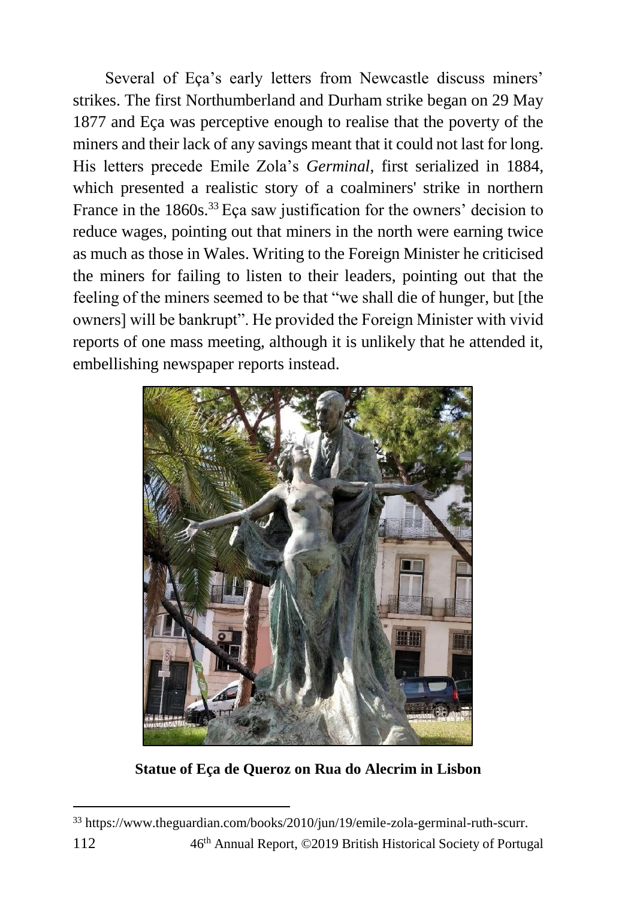Several of Eça's early letters from Newcastle discuss miners' strikes. The first Northumberland and Durham strike began on 29 May 1877 and Eça was perceptive enough to realise that the poverty of the miners and their lack of any savings meant that it could not last for long. His letters precede Emile Zola's *Germinal*, first serialized in 1884, which presented a realistic story of a coalminers' strike in northern France in the 1860s.[33] Eça saw justification for the owners' decision to reduce wages, pointing out that miners in the north were earning twice as much as those in Wales. Writing to the Foreign Minister he criticised the miners for failing to listen to their leaders, pointing out that the feeling of the miners seemed to be that "we shall die of hunger, but [the owners] will be bankrupt". He provided the Foreign Minister with vivid reports of one mass meeting, although it is unlikely that he attended it, embellishing newspaper reports instead.

**Statue of Eça de Queroz on Rua do Alecrim in Lisbon**

[33] https://www.theguardian.com/books/2010/jun/19/emile-zola-germinal-ruth-scurr.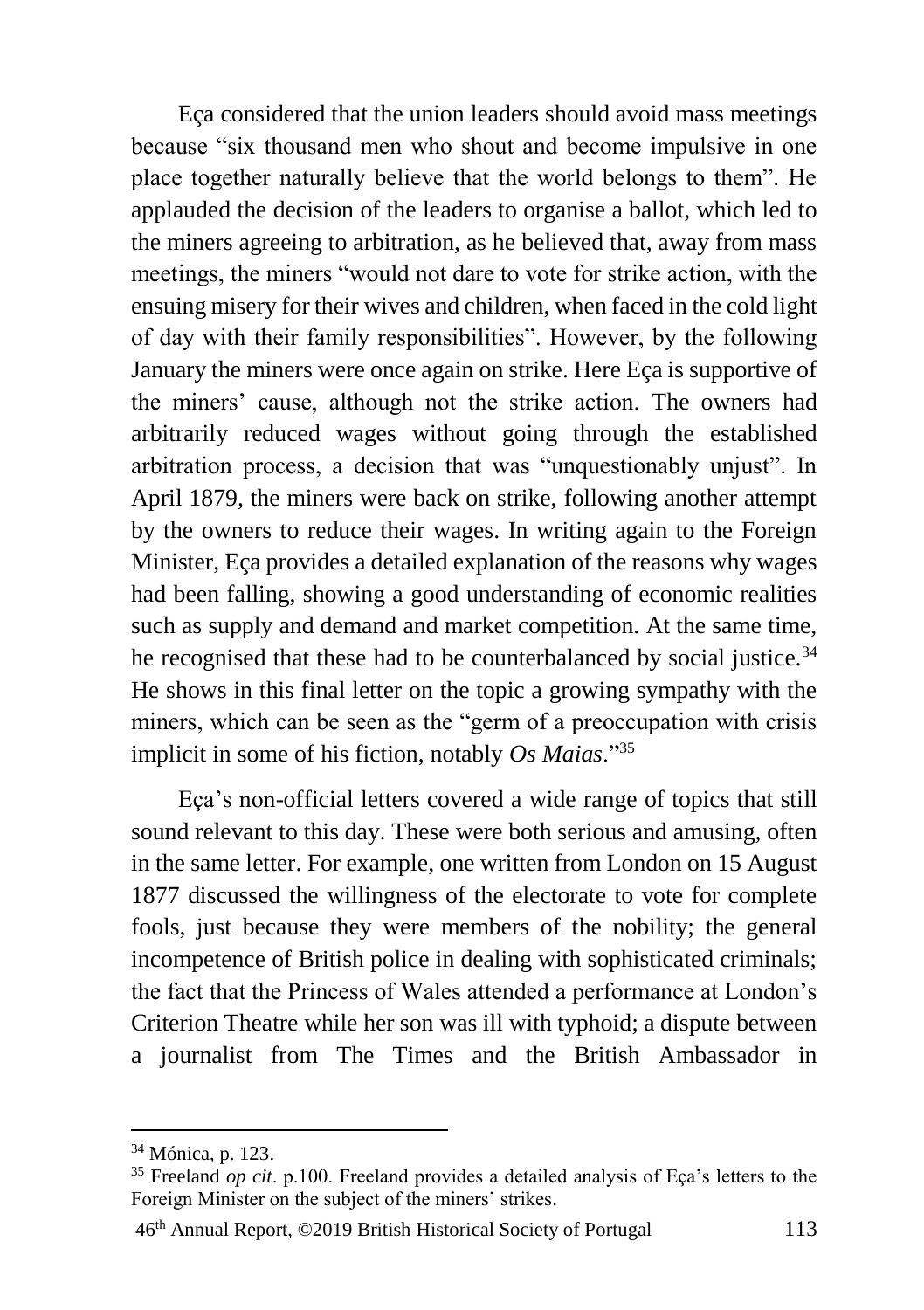Eça considered that the union leaders should avoid mass meetings because "six thousand men who shout and become impulsive in one place together naturally believe that the world belongs to them". He applauded the decision of the leaders to organise a ballot, which led to the miners agreeing to arbitration, as he believed that, away from mass meetings, the miners "would not dare to vote for strike action, with the ensuing misery for their wives and children, when faced in the cold light of day with their family responsibilities". However, by the following January the miners were once again on strike. Here Eça is supportive of the miners' cause, although not the strike action. The owners had arbitrarily reduced wages without going through the established arbitration process, a decision that was "unquestionably unjust". In April 1879, the miners were back on strike, following another attempt by the owners to reduce their wages. In writing again to the Foreign Minister, Eça provides a detailed explanation of the reasons why wages had been falling, showing a good understanding of economic realities such as supply and demand and market competition. At the same time, he recognised that these had to be counterbalanced by social justice.[34] He shows in this final letter on the topic a growing sympathy with the miners, which can be seen as the "germ of a preoccupation with crisis implicit in some of his fiction, notably *Os Maias*."[35]

Eça's non-official letters covered a wide range of topics that still sound relevant to this day. These were both serious and amusing, often in the same letter. For example, one written from London on 15 August 1877 discussed the willingness of the electorate to vote for complete fools, just because they were members of the nobility; the general incompetence of British police in dealing with sophisticated criminals; the fact that the Princess of Wales attended a performance at London's Criterion Theatre while her son was ill with typhoid; a dispute between a journalist from The Times and the British Ambassador in

---

[34] Mónica, p. 123.

[35] Freeland *op cit*. p.100. Freeland provides a detailed analysis of Eça's letters to the Foreign Minister on the subject of the miners' strikes.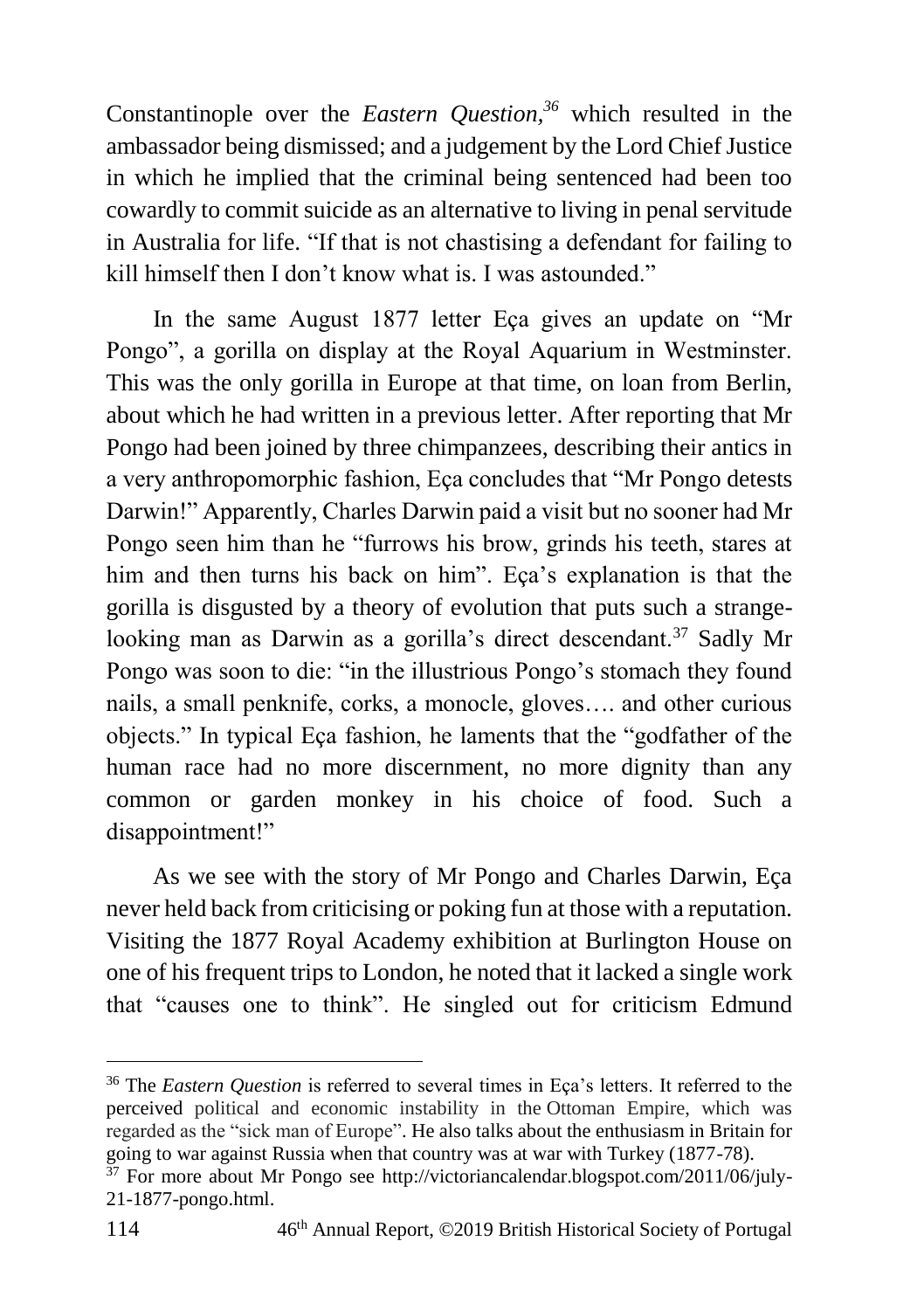Constantinople over the *Eastern Question*,[36] which resulted in the ambassador being dismissed; and a judgement by the Lord Chief Justice in which he implied that the criminal being sentenced had been too cowardly to commit suicide as an alternative to living in penal servitude in Australia for life. "If that is not chastising a defendant for failing to kill himself then I don't know what is. I was astounded."

In the same August 1877 letter Eça gives an update on "Mr Pongo", a gorilla on display at the Royal Aquarium in Westminster. This was the only gorilla in Europe at that time, on loan from Berlin, about which he had written in a previous letter. After reporting that Mr Pongo had been joined by three chimpanzees, describing their antics in a very anthropomorphic fashion, Eça concludes that "Mr Pongo detests Darwin!" Apparently, Charles Darwin paid a visit but no sooner had Mr Pongo seen him than he "furrows his brow, grinds his teeth, stares at him and then turns his back on him". Eça's explanation is that the gorilla is disgusted by a theory of evolution that puts such a strange-looking man as Darwin as a gorilla's direct descendant.[37] Sadly Mr Pongo was soon to die: "in the illustrious Pongo's stomach they found nails, a small penknife, corks, a monocle, gloves…. and other curious objects." In typical Eça fashion, he laments that the "godfather of the human race had no more discernment, no more dignity than any common or garden monkey in his choice of food. Such a disappointment!"

As we see with the story of Mr Pongo and Charles Darwin, Eça never held back from criticising or poking fun at those with a reputation. Visiting the 1877 Royal Academy exhibition at Burlington House on one of his frequent trips to London, he noted that it lacked a single work that "causes one to think". He singled out for criticism Edmund

---

[36] The *Eastern Question* is referred to several times in Eça's letters. It referred to the perceived political and economic instability in the Ottoman Empire, which was regarded as the "sick man of Europe". He also talks about the enthusiasm in Britain for going to war against Russia when that country was at war with Turkey (1877-78).

[37] For more about Mr Pongo see http://victoriancalendar.blogspot.com/2011/06/july-21-1877-pongo.html.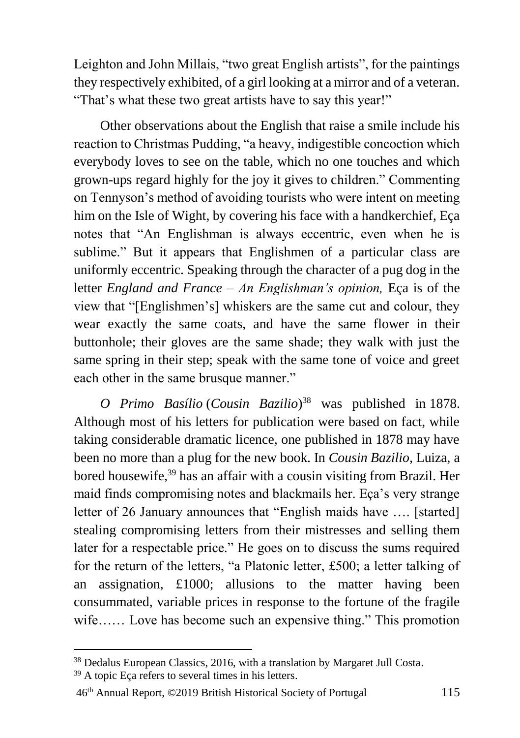Leighton and John Millais, “two great English artists”, for the paintings they respectively exhibited, of a girl looking at a mirror and of a veteran. “That’s what these two great artists have to say this year!”

Other observations about the English that raise a smile include his reaction to Christmas Pudding, “a heavy, indigestible concoction which everybody loves to see on the table, which no one touches and which grown-ups regard highly for the joy it gives to children.” Commenting on Tennyson’s method of avoiding tourists who were intent on meeting him on the Isle of Wight, by covering his face with a handkerchief, Eça notes that “An Englishman is always eccentric, even when he is sublime.” But it appears that Englishmen of a particular class are uniformly eccentric. Speaking through the character of a pug dog in the letter *England and France – An Englishman’s opinion,* Eça is of the view that “[Englishmen’s] whiskers are the same cut and colour, they wear exactly the same coats, and have the same flower in their buttonhole; their gloves are the same shade; they walk with just the same spring in their step; speak with the same tone of voice and greet each other in the same brusque manner.”

*O Primo Basílio* (*Cousin Bazilio*)[38] was published in 1878. Although most of his letters for publication were based on fact, while taking considerable dramatic licence, one published in 1878 may have been no more than a plug for the new book. In *Cousin Bazilio,* Luiza, a bored housewife,[39] has an affair with a cousin visiting from Brazil. Her maid finds compromising notes and blackmails her. Eça’s very strange letter of 26 January announces that “English maids have …. [started] stealing compromising letters from their mistresses and selling them later for a respectable price.” He goes on to discuss the sums required for the return of the letters, “a Platonic letter, £500; a letter talking of an assignation, £1000; allusions to the matter having been consummated, variable prices in response to the fortune of the fragile wife…… Love has become such an expensive thing.” This promotion

---

[38] Dedalus European Classics, 2016, with a translation by Margaret Jull Costa.

[39] A topic Eça refers to several times in his letters.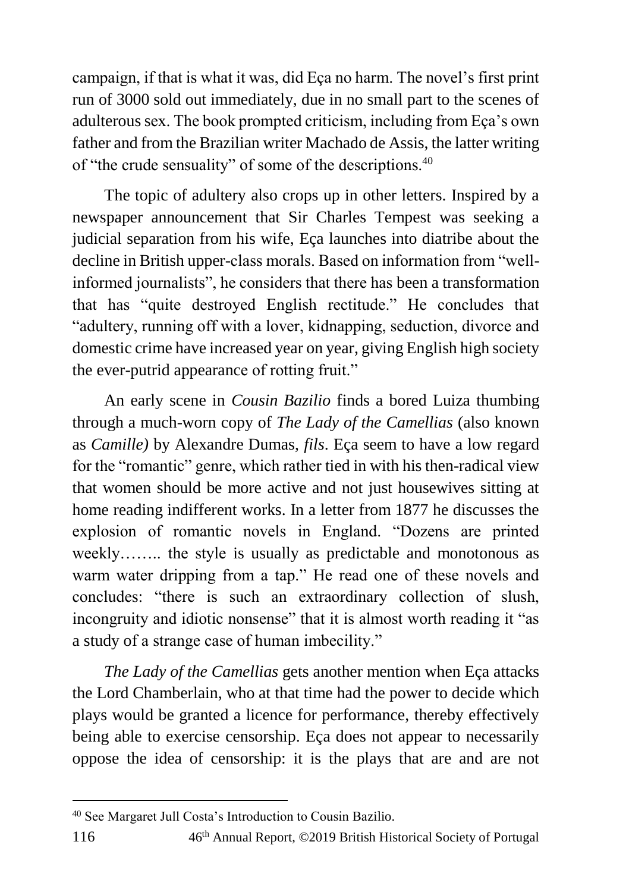campaign, if that is what it was, did Eça no harm. The novel's first print run of 3000 sold out immediately, due in no small part to the scenes of adulterous sex. The book prompted criticism, including from Eça's own father and from the Brazilian writer Machado de Assis, the latter writing of "the crude sensuality" of some of the descriptions.[40]

The topic of adultery also crops up in other letters. Inspired by a newspaper announcement that Sir Charles Tempest was seeking a judicial separation from his wife, Eça launches into diatribe about the decline in British upper-class morals. Based on information from "well-informed journalists", he considers that there has been a transformation that has "quite destroyed English rectitude." He concludes that "adultery, running off with a lover, kidnapping, seduction, divorce and domestic crime have increased year on year, giving English high society the ever-putrid appearance of rotting fruit."

An early scene in *Cousin Bazilio* finds a bored Luiza thumbing through a much-worn copy of *The Lady of the Camellias* (also known as *Camille)* by Alexandre Dumas, *fils*. Eça seem to have a low regard for the "romantic" genre, which rather tied in with his then-radical view that women should be more active and not just housewives sitting at home reading indifferent works. In a letter from 1877 he discusses the explosion of romantic novels in England. "Dozens are printed weekly…….. the style is usually as predictable and monotonous as warm water dripping from a tap." He read one of these novels and concludes: "there is such an extraordinary collection of slush, incongruity and idiotic nonsense" that it is almost worth reading it "as a study of a strange case of human imbecility."

*The Lady of the Camellias* gets another mention when Eça attacks the Lord Chamberlain, who at that time had the power to decide which plays would be granted a licence for performance, thereby effectively being able to exercise censorship. Eça does not appear to necessarily oppose the idea of censorship: it is the plays that are and are not

---

[40] See Margaret Jull Costa's Introduction to Cousin Bazilio.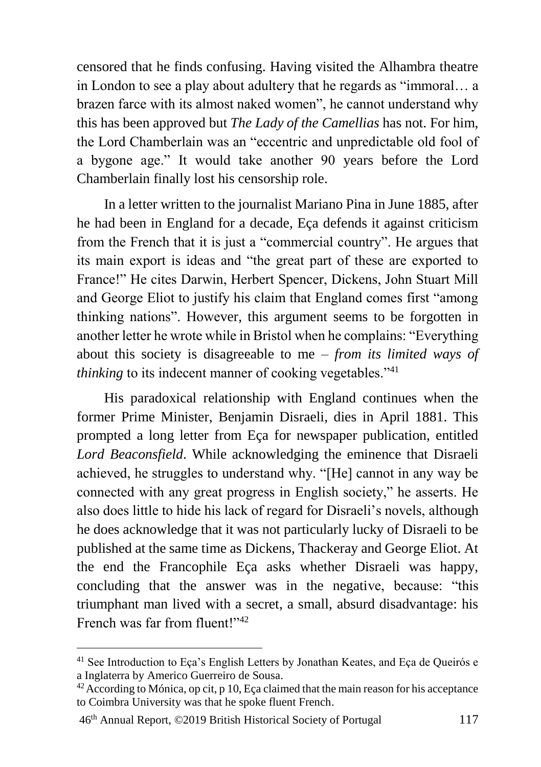censored that he finds confusing. Having visited the Alhambra theatre in London to see a play about adultery that he regards as "immoral… a brazen farce with its almost naked women", he cannot understand why this has been approved but *The Lady of the Camellias* has not. For him, the Lord Chamberlain was an "eccentric and unpredictable old fool of a bygone age." It would take another 90 years before the Lord Chamberlain finally lost his censorship role.

In a letter written to the journalist Mariano Pina in June 1885, after he had been in England for a decade, Eça defends it against criticism from the French that it is just a "commercial country". He argues that its main export is ideas and "the great part of these are exported to France!" He cites Darwin, Herbert Spencer, Dickens, John Stuart Mill and George Eliot to justify his claim that England comes first "among thinking nations". However, this argument seems to be forgotten in another letter he wrote while in Bristol when he complains: "Everything about this society is disagreeable to me – *from its limited ways of thinking* to its indecent manner of cooking vegetables."[41]

His paradoxical relationship with England continues when the former Prime Minister, Benjamin Disraeli, dies in April 1881. This prompted a long letter from Eça for newspaper publication, entitled *Lord Beaconsfield*. While acknowledging the eminence that Disraeli achieved, he struggles to understand why. "[He] cannot in any way be connected with any great progress in English society," he asserts. He also does little to hide his lack of regard for Disraeli's novels, although he does acknowledge that it was not particularly lucky of Disraeli to be published at the same time as Dickens, Thackeray and George Eliot. At the end the Francophile Eça asks whether Disraeli was happy, concluding that the answer was in the negative, because: "this triumphant man lived with a secret, a small, absurd disadvantage: his French was far from fluent!"[42]

---

[41] See Introduction to Eça's English Letters by Jonathan Keates, and Eça de Queirós e a Inglaterra by Americo Guerreiro de Sousa.

[42] According to Mónica, op cit, p 10, Eça claimed that the main reason for his acceptance to Coimbra University was that he spoke fluent French.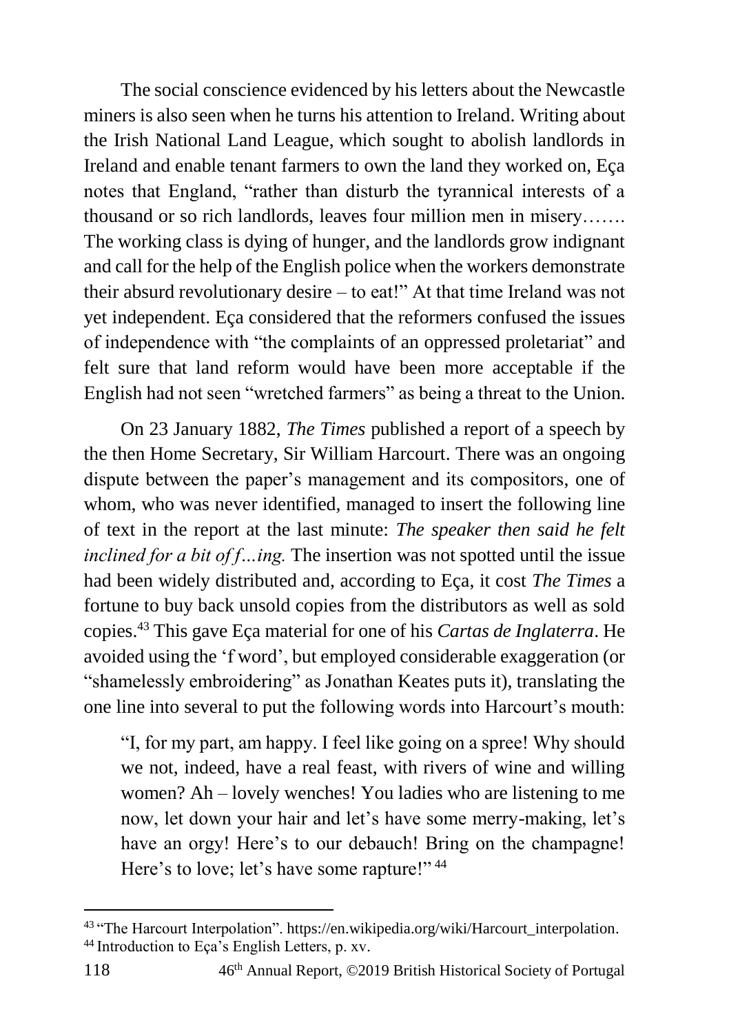The social conscience evidenced by his letters about the Newcastle miners is also seen when he turns his attention to Ireland. Writing about the Irish National Land League, which sought to abolish landlords in Ireland and enable tenant farmers to own the land they worked on, Eça notes that England, "rather than disturb the tyrannical interests of a thousand or so rich landlords, leaves four million men in misery……. The working class is dying of hunger, and the landlords grow indignant and call for the help of the English police when the workers demonstrate their absurd revolutionary desire – to eat!" At that time Ireland was not yet independent. Eça considered that the reformers confused the issues of independence with "the complaints of an oppressed proletariat" and felt sure that land reform would have been more acceptable if the English had not seen "wretched farmers" as being a threat to the Union.

On 23 January 1882, *The Times* published a report of a speech by the then Home Secretary, Sir William Harcourt. There was an ongoing dispute between the paper's management and its compositors, one of whom, who was never identified, managed to insert the following line of text in the report at the last minute: *The speaker then said he felt inclined for a bit of f…ing.* The insertion was not spotted until the issue had been widely distributed and, according to Eça, it cost *The Times* a fortune to buy back unsold copies from the distributors as well as sold copies.[43] This gave Eça material for one of his *Cartas de Inglaterra*. He avoided using the 'f word', but employed considerable exaggeration (or "shamelessly embroidering" as Jonathan Keates puts it), translating the one line into several to put the following words into Harcourt's mouth:

> "I, for my part, am happy. I feel like going on a spree! Why should we not, indeed, have a real feast, with rivers of wine and willing women? Ah – lovely wenches! You ladies who are listening to me now, let down your hair and let's have some merry-making, let's have an orgy! Here's to our debauch! Bring on the champagne! Here's to love; let's have some rapture!" [44]

---

[43] "The Harcourt Interpolation". https://en.wikipedia.org/wiki/Harcourt_interpolation.

[44] Introduction to Eça's English Letters, p. xv.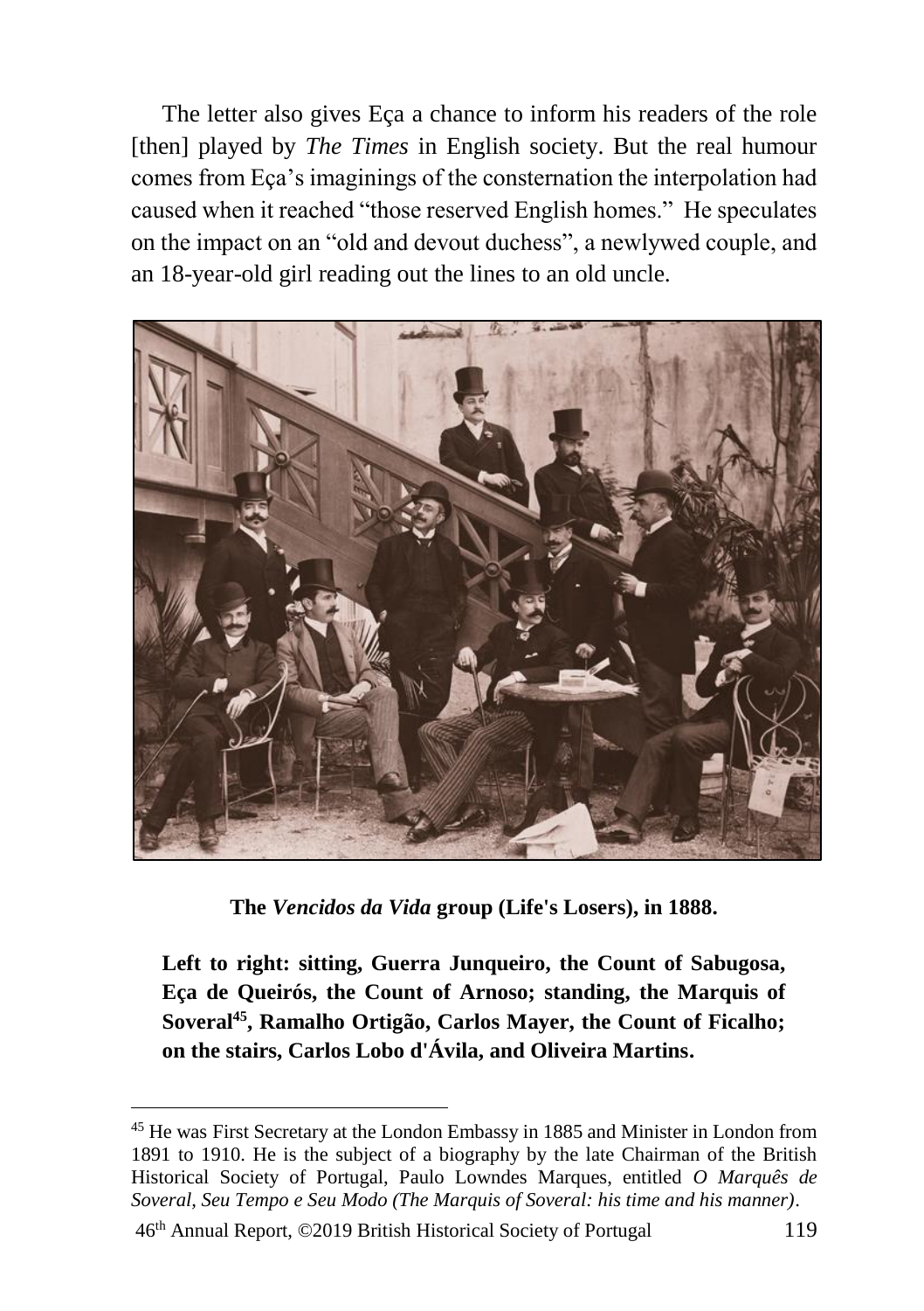The letter also gives Eça a chance to inform his readers of the role [then] played by *The Times* in English society. But the real humour comes from Eça's imaginings of the consternation the interpolation had caused when it reached "those reserved English homes." He speculates on the impact on an "old and devout duchess", a newlywed couple, and an 18-year-old girl reading out the lines to an old uncle.

**The *Vencidos da Vida* group (Life's Losers), in 1888.**

**Left to right: sitting, Guerra Junqueiro, the Count of Sabugosa, Eça de Queirós, the Count of Arnoso; standing, the Marquis of Soveral[45], Ramalho Ortigão, Carlos Mayer, the Count of Ficalho; on the stairs, Carlos Lobo d'Ávila, and Oliveira Martins.**

[45] He was First Secretary at the London Embassy in 1885 and Minister in London from 1891 to 1910. He is the subject of a biography by the late Chairman of the British Historical Society of Portugal, Paulo Lowndes Marques, entitled *O Marquês de Soveral, Seu Tempo e Seu Modo (The Marquis of Soveral: his time and his manner)*.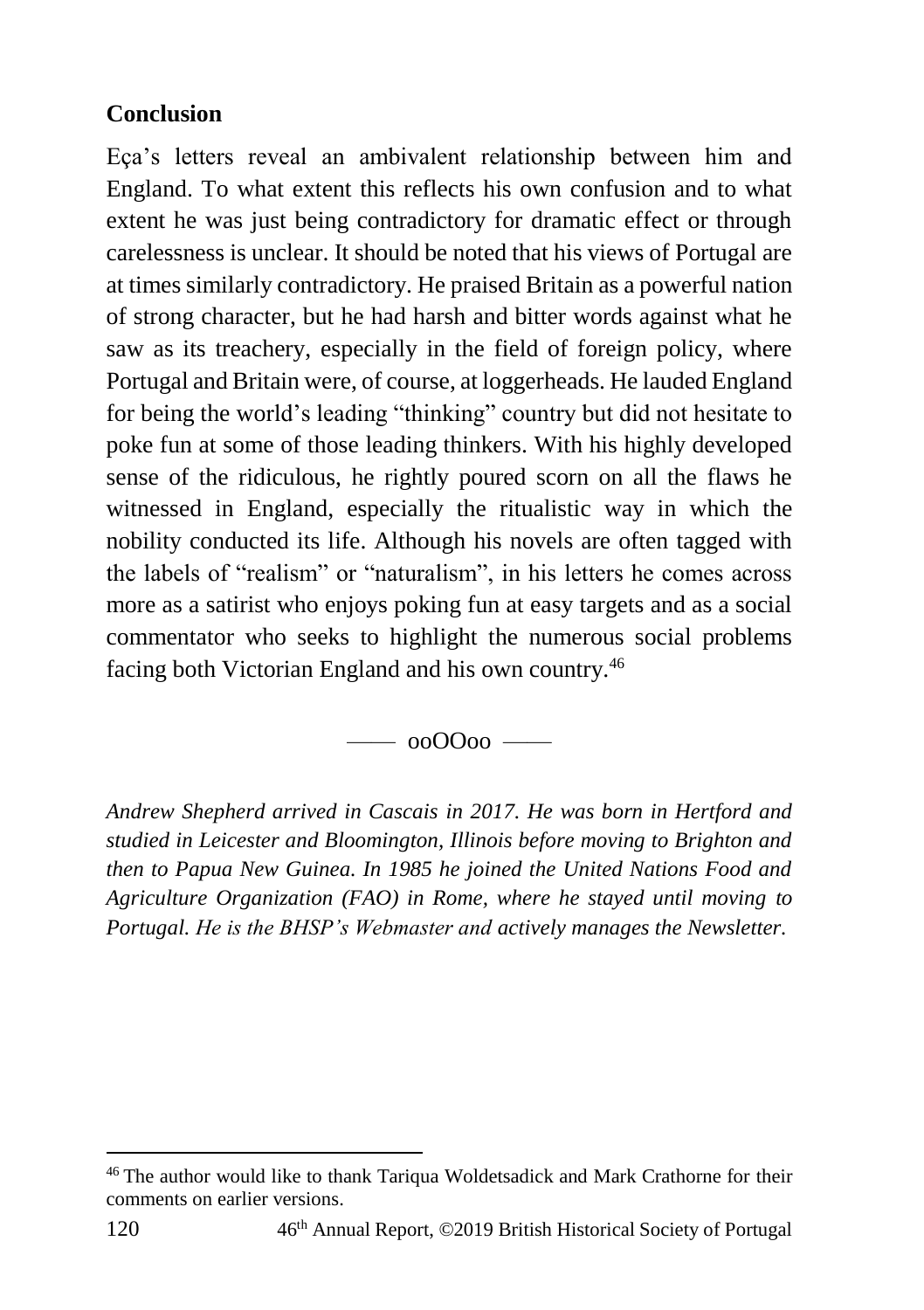## Conclusion

Eça's letters reveal an ambivalent relationship between him and England. To what extent this reflects his own confusion and to what extent he was just being contradictory for dramatic effect or through carelessness is unclear. It should be noted that his views of Portugal are at times similarly contradictory. He praised Britain as a powerful nation of strong character, but he had harsh and bitter words against what he saw as its treachery, especially in the field of foreign policy, where Portugal and Britain were, of course, at loggerheads. He lauded England for being the world's leading "thinking" country but did not hesitate to poke fun at some of those leading thinkers. With his highly developed sense of the ridiculous, he rightly poured scorn on all the flaws he witnessed in England, especially the ritualistic way in which the nobility conducted its life. Although his novels are often tagged with the labels of "realism" or "naturalism", in his letters he comes across more as a satirist who enjoys poking fun at easy targets and as a social commentator who seeks to highlight the numerous social problems facing both Victorian England and his own country.[46]

—— ooOOoo ——

*Andrew Shepherd arrived in Cascais in 2017. He was born in Hertford and studied in Leicester and Bloomington, Illinois before moving to Brighton and then to Papua New Guinea. In 1985 he joined the United Nations Food and Agriculture Organization (FAO) in Rome, where he stayed until moving to Portugal. He is the BHSP's Webmaster and actively manages the Newsletter.*

---

[46] The author would like to thank Tariqua Woldetsadick and Mark Crathorne for their comments on earlier versions.